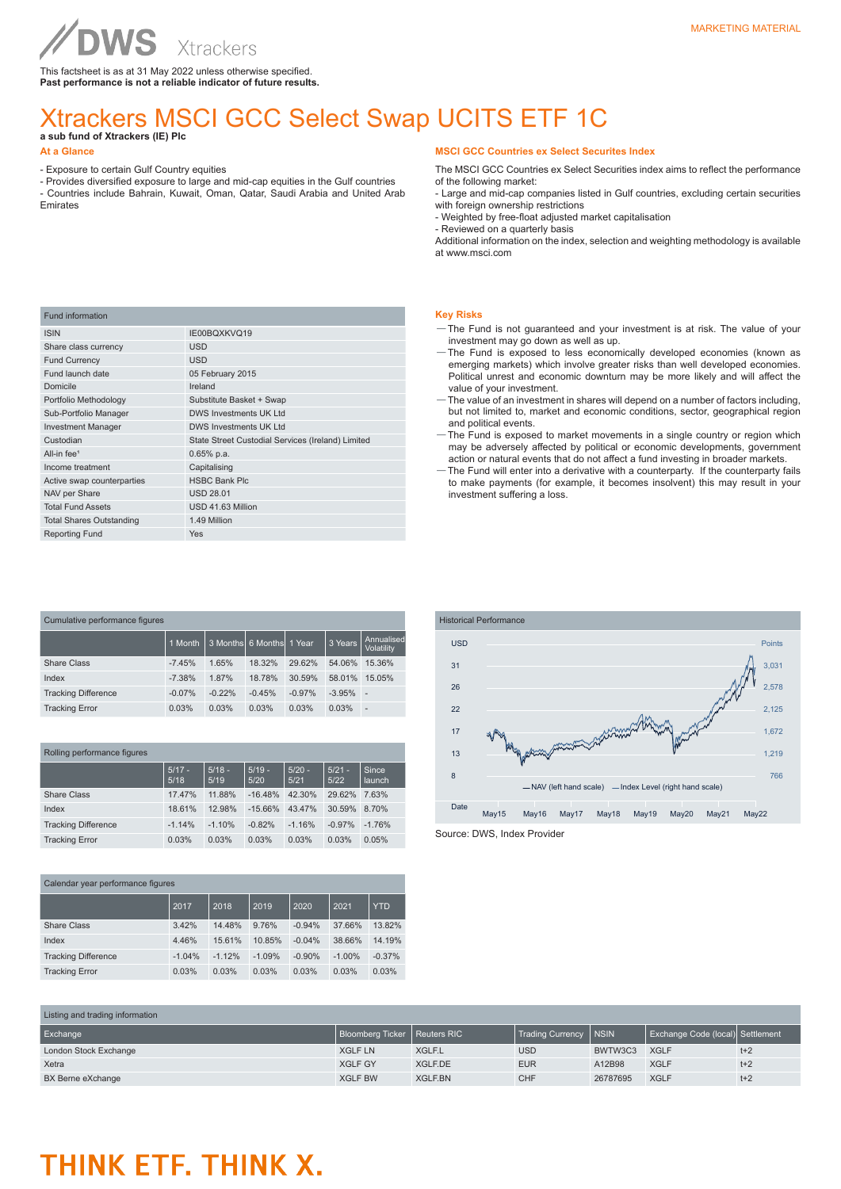MARKETING MATERIAL

DWS Xtrackers

This factsheet is as at 31 May 2022 unless otherwise specified.
**Past performance is not a reliable indicator of future results.**

# Xtrackers MSCI GCC Select Swap UCITS ETF 1C

**a sub fund of Xtrackers (IE) Plc**

## At a Glance

- Exposure to certain Gulf Country equities
- Provides diversified exposure to large and mid-cap equities in the Gulf countries
- Countries include Bahrain, Kuwait, Oman, Qatar, Saudi Arabia and United Arab Emirates

## MSCI GCC Countries ex Select Securites Index

The MSCI GCC Countries ex Select Securities index aims to reflect the performance of the following market:
- Large and mid-cap companies listed in Gulf countries, excluding certain securities with foreign ownership restrictions
- Weighted by free-float adjusted market capitalisation
- Reviewed on a quarterly basis
Additional information on the index, selection and weighting methodology is available at www.msci.com

| Fund information | |
|---|---|
| ISIN | IE00BQXKVQ19 |
| Share class currency | USD |
| Fund Currency | USD |
| Fund launch date | 05 February 2015 |
| Domicile | Ireland |
| Portfolio Methodology | Substitute Basket + Swap |
| Sub-Portfolio Manager | DWS Investments UK Ltd |
| Investment Manager | DWS Investments UK Ltd |
| Custodian | State Street Custodial Services (Ireland) Limited |
| All-in fee[1] | 0.65% p.a. |
| Income treatment | Capitalising |
| Active swap counterparties | HSBC Bank Plc |
| NAV per Share | USD 28.01 |
| Total Fund Assets | USD 41.63 Million |
| Total Shares Outstanding | 1.49 Million |
| Reporting Fund | Yes |

## Key Risks

— The Fund is not guaranteed and your investment is at risk. The value of your investment may go down as well as up.
— The Fund is exposed to less economically developed economies (known as emerging markets) which involve greater risks than well developed economies. Political unrest and economic downturn may be more likely and will affect the value of your investment.
— The value of an investment in shares will depend on a number of factors including, but not limited to, market and economic conditions, sector, geographical region and political events.
— The Fund is exposed to market movements in a single country or region which may be adversely affected by political or economic developments, government action or natural events that do not affect a fund investing in broader markets.
— The Fund will enter into a derivative with a counterparty. If the counterparty fails to make payments (for example, it becomes insolvent) this may result in your investment suffering a loss.

**Cumulative performance figures**

| | 1 Month | 3 Months | 6 Months | 1 Year | 3 Years | Annualised Volatility |
|---|---|---|---|---|---|---|
| Share Class | -7.45% | 1.65% | 18.32% | 29.62% | 54.06% | 15.36% |
| Index | -7.38% | 1.87% | 18.78% | 30.59% | 58.01% | 15.05% |
| Tracking Difference | -0.07% | -0.22% | -0.45% | -0.97% | -3.95% | - |
| Tracking Error | 0.03% | 0.03% | 0.03% | 0.03% | 0.03% | - |

**Historical Performance**

USD / Points

- NAV (left hand scale)
- Index Level (right hand scale)

Source: DWS, Index Provider

**Rolling performance figures**

| | 5/17 - 5/18 | 5/18 - 5/19 | 5/19 - 5/20 | 5/20 - 5/21 | 5/21 - 5/22 | Since launch |
|---|---|---|---|---|---|---|
| Share Class | 17.47% | 11.88% | -16.48% | 42.30% | 29.62% | 7.63% |
| Index | 18.61% | 12.98% | -15.66% | 43.47% | 30.59% | 8.70% |
| Tracking Difference | -1.14% | -1.10% | -0.82% | -1.16% | -0.97% | -1.76% |
| Tracking Error | 0.03% | 0.03% | 0.03% | 0.03% | 0.03% | 0.05% |

**Calendar year performance figures**

| | 2017 | 2018 | 2019 | 2020 | 2021 | YTD |
|---|---|---|---|---|---|---|
| Share Class | 3.42% | 14.48% | 9.76% | -0.94% | 37.66% | 13.82% |
| Index | 4.46% | 15.61% | 10.85% | -0.04% | 38.66% | 14.19% |
| Tracking Difference | -1.04% | -1.12% | -1.09% | -0.90% | -1.00% | -0.37% |
| Tracking Error | 0.03% | 0.03% | 0.03% | 0.03% | 0.03% | 0.03% |

**Listing and trading information**

| Exchange | Bloomberg Ticker | Reuters RIC | Trading Currency | NSIN | Exchange Code (local) | Settlement |
|---|---|---|---|---|---|---|
| London Stock Exchange | XGLF LN | XGLF.L | USD | BWTW3C3 | XGLF | t+2 |
| Xetra | XGLF GY | XGLF.DE | EUR | A12B98 | XGLF | t+2 |
| BX Berne eXchange | XGLF BW | XGLF.BN | CHF | 26787695 | XGLF | t+2 |

**THINK ETF. THINK X.**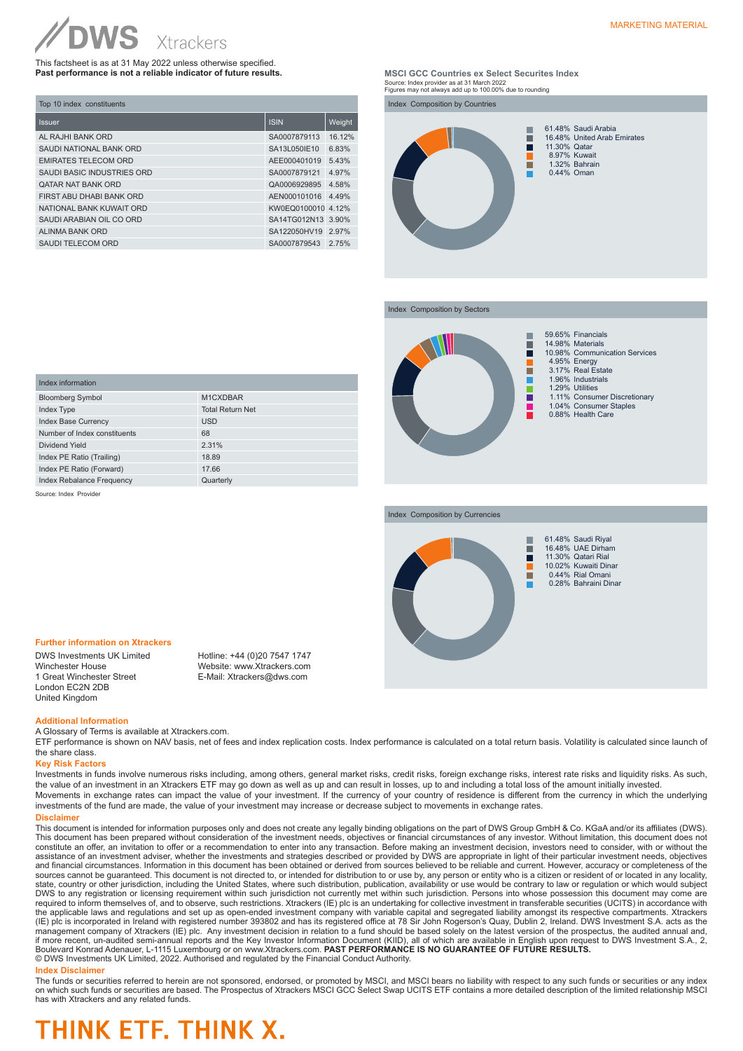This factsheet is as at 31 May 2022 unless otherwise specified.
**Past performance is not a reliable indicator of future results.**

MARKETING MATERIAL

### MSCI GCC Countries ex Select Securites Index

Source: Index provider as at 31 March 2022
Figures may not always add up to 100.00% due to rounding

| Top 10 index constituents | | |
|---|---|---|
| Issuer | ISIN | Weight |
| AL RAJHI BANK ORD | SA0007879113 | 16.12% |
| SAUDI NATIONAL BANK ORD | SA13L050IE10 | 6.83% |
| EMIRATES TELECOM ORD | AEE000401019 | 5.43% |
| SAUDI BASIC INDUSTRIES ORD | SA0007879121 | 4.97% |
| QATAR NAT BANK ORD | QA0006929895 | 4.58% |
| FIRST ABU DHABI BANK ORD | AEN000101016 | 4.49% |
| NATIONAL BANK KUWAIT ORD | KW0EQ0100010 | 4.12% |
| SAUDI ARABIAN OIL CO ORD | SA14TG012N13 | 3.90% |
| ALINMA BANK ORD | SA122050HV19 | 2.97% |
| SAUDI TELECOM ORD | SA0007879543 | 2.75% |

**Index Composition by Countries**

61.48% Saudi Arabia
16.48% United Arab Emirates
11.30% Qatar
8.97% Kuwait
1.32% Bahrain
0.44% Oman

**Index Composition by Sectors**

59.65% Financials
14.98% Materials
10.98% Communication Services
4.95% Energy
3.17% Real Estate
1.96% Industrials
1.29% Utilities
1.11% Consumer Discretionary
1.04% Consumer Staples
0.88% Health Care

| Index information | |
|---|---|
| Bloomberg Symbol | M1CXDBAR |
| Index Type | Total Return Net |
| Index Base Currency | USD |
| Number of Index constituents | 68 |
| Dividend Yield | 2.31% |
| Index PE Ratio (Trailing) | 18.89 |
| Index PE Ratio (Forward) | 17.66 |
| Index Rebalance Frequency | Quarterly |

Source: Index Provider

**Index Composition by Currencies**

61.48% Saudi Riyal
16.48% UAE Dirham
11.30% Qatari Rial
10.02% Kuwaiti Dinar
0.44% Rial Omani
0.28% Bahraini Dinar

### Further information on Xtrackers

DWS Investments UK Limited
Winchester House
1 Great Winchester Street
London EC2N 2DB
United Kingdom

Hotline: +44 (0)20 7547 1747
Website: www.Xtrackers.com
E-Mail: Xtrackers@dws.com

### Additional Information

A Glossary of Terms is available at Xtrackers.com.

ETF performance is shown on NAV basis, net of fees and index replication costs. Index performance is calculated on a total return basis. Volatility is calculated since launch of the share class.

### Key Risk Factors

Investments in funds involve numerous risks including, among others, general market risks, credit risks, foreign exchange risks, interest rate risks and liquidity risks. As such, the value of an investment in an Xtrackers ETF may go down as well as up and can result in losses, up to and including a total loss of the amount initially invested.

Movements in exchange rates can impact the value of your investment. If the currency of your country of residence is different from the currency in which the underlying investments of the fund are made, the value of your investment may increase or decrease subject to movements in exchange rates.

### Disclaimer

This document is intended for information purposes only and does not create any legally binding obligations on the part of DWS Group GmbH & Co. KGaA and/or its affiliates (DWS). This document has been prepared without consideration of the investment needs, objectives or financial circumstances of any investor. Without limitation, this document does not constitute an offer, an invitation to offer or a recommendation to enter into any transaction. Before making an investment decision, investors need to consider, with or without the assistance of an investment adviser, whether the investments and strategies described or provided by DWS are appropriate in light of their particular investment needs, objectives and financial circumstances. Information in this document has been obtained or derived from sources believed to be reliable and current. However, accuracy or completeness of the sources cannot be guaranteed. This document is not directed to, or intended for distribution to or use by, any person or entity who is a citizen or resident of or located in any locality, state, country or other jurisdiction, including the United States, where such distribution, publication, availability or use would be contrary to law or regulation or which would subject DWS to any registration or licensing requirement within such jurisdiction not currently met within such jurisdiction. Persons into whose possession this document may come are required to inform themselves of, and to observe, such restrictions. Xtrackers (IE) plc is an undertaking for collective investment in transferable securities (UCITS) in accordance with the applicable laws and regulations and set up as open-ended investment company with variable capital and segregated liability amongst its respective compartments. Xtrackers (IE) plc is incorporated in Ireland with registered number 393802 and has its registered office at 78 Sir John Rogerson's Quay, Dublin 2, Ireland. DWS Investment S.A. acts as the management company of Xtrackers (IE) plc. Any investment decision in relation to a fund should be based solely on the latest version of the prospectus, the audited annual and, if more recent, un-audited semi-annual reports and the Key Investor Information Document (KIID), all of which are available in English upon request to DWS Investment S.A., 2, Boulevard Konrad Adenauer, L-1115 Luxembourg or on www.Xtrackers.com. **PAST PERFORMANCE IS NO GUARANTEE OF FUTURE RESULTS.**
© DWS Investments UK Limited, 2022. Authorised and regulated by the Financial Conduct Authority.

### Index Disclaimer

The funds or securities referred to herein are not sponsored, endorsed, or promoted by MSCI, and MSCI bears no liability with respect to any such funds or securities or any index on which such funds or securities are based. The Prospectus of Xtrackers MSCI GCC Select Swap UCITS ETF contains a more detailed description of the limited relationship MSCI has with Xtrackers and any related funds.

THINK ETF. THINK X.